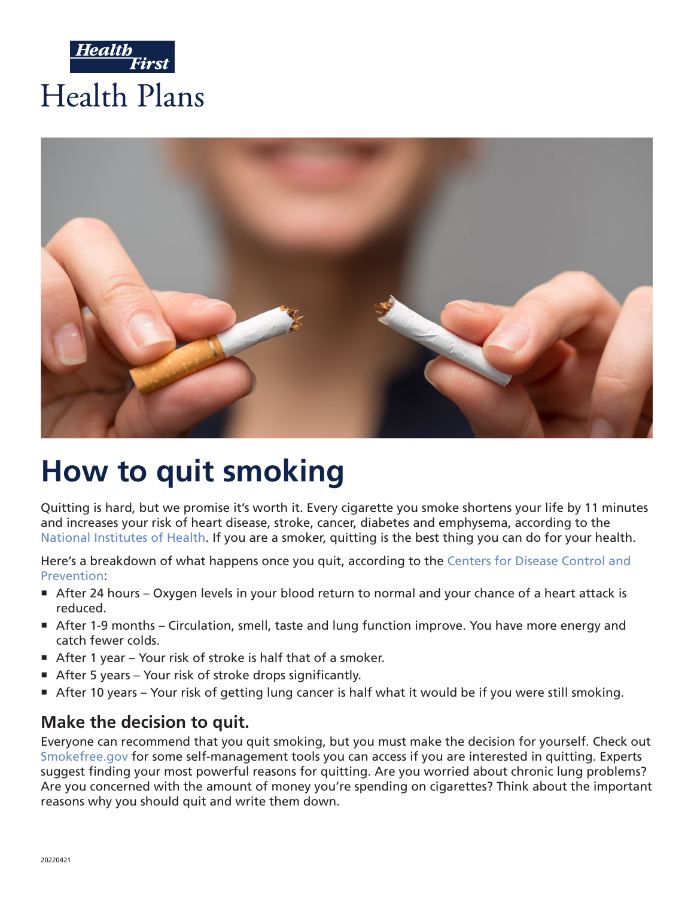Health First

Health Plans

# How to quit smoking

Quitting is hard, but we promise it's worth it. Every cigarette you smoke shortens your life by 11 minutes and increases your risk of heart disease, stroke, cancer, diabetes and emphysema, according to the National Institutes of Health. If you are a smoker, quitting is the best thing you can do for your health.

Here's a breakdown of what happens once you quit, according to the Centers for Disease Control and Prevention:

- After 24 hours – Oxygen levels in your blood return to normal and your chance of a heart attack is reduced.
- After 1-9 months – Circulation, smell, taste and lung function improve. You have more energy and catch fewer colds.
- After 1 year – Your risk of stroke is half that of a smoker.
- After 5 years – Your risk of stroke drops significantly.
- After 10 years – Your risk of getting lung cancer is half what it would be if you were still smoking.

## Make the decision to quit.

Everyone can recommend that you quit smoking, but you must make the decision for yourself. Check out Smokefree.gov for some self-management tools you can access if you are interested in quitting. Experts suggest finding your most powerful reasons for quitting. Are you worried about chronic lung problems? Are you concerned with the amount of money you're spending on cigarettes? Think about the important reasons why you should quit and write them down.

20220421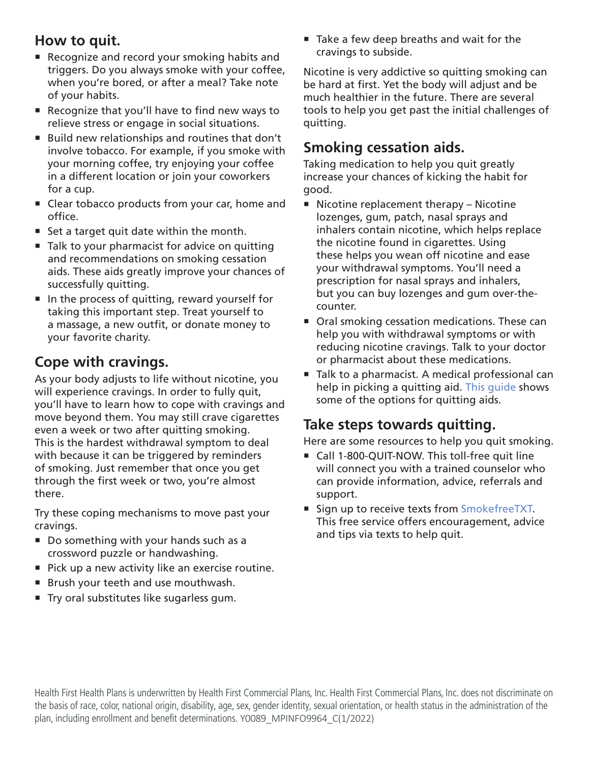## How to quit.

- Recognize and record your smoking habits and triggers. Do you always smoke with your coffee, when you're bored, or after a meal? Take note of your habits.
- Recognize that you'll have to find new ways to relieve stress or engage in social situations.
- Build new relationships and routines that don't involve tobacco. For example, if you smoke with your morning coffee, try enjoying your coffee in a different location or join your coworkers for a cup.
- Clear tobacco products from your car, home and office.
- Set a target quit date within the month.
- Talk to your pharmacist for advice on quitting and recommendations on smoking cessation aids. These aids greatly improve your chances of successfully quitting.
- In the process of quitting, reward yourself for taking this important step. Treat yourself to a massage, a new outfit, or donate money to your favorite charity.

## Cope with cravings.

As your body adjusts to life without nicotine, you will experience cravings. In order to fully quit, you'll have to learn how to cope with cravings and move beyond them. You may still crave cigarettes even a week or two after quitting smoking. This is the hardest withdrawal symptom to deal with because it can be triggered by reminders of smoking. Just remember that once you get through the first week or two, you're almost there.

Try these coping mechanisms to move past your cravings.

- Do something with your hands such as a crossword puzzle or handwashing.
- Pick up a new activity like an exercise routine.
- Brush your teeth and use mouthwash.
- Try oral substitutes like sugarless gum.
- Take a few deep breaths and wait for the cravings to subside.

Nicotine is very addictive so quitting smoking can be hard at first. Yet the body will adjust and be much healthier in the future. There are several tools to help you get past the initial challenges of quitting.

## Smoking cessation aids.

Taking medication to help you quit greatly increase your chances of kicking the habit for good.

- Nicotine replacement therapy – Nicotine lozenges, gum, patch, nasal sprays and inhalers contain nicotine, which helps replace the nicotine found in cigarettes. Using these helps you wean off nicotine and ease your withdrawal symptoms. You'll need a prescription for nasal sprays and inhalers, but you can buy lozenges and gum over-the-counter.
- Oral smoking cessation medications. These can help you with withdrawal symptoms or with reducing nicotine cravings. Talk to your doctor or pharmacist about these medications.
- Talk to a pharmacist. A medical professional can help in picking a quitting aid. This guide shows some of the options for quitting aids.

## Take steps towards quitting.

Here are some resources to help you quit smoking.

- Call 1-800-QUIT-NOW. This toll-free quit line will connect you with a trained counselor who can provide information, advice, referrals and support.
- Sign up to receive texts from SmokefreeTXT. This free service offers encouragement, advice and tips via texts to help quit.

Health First Health Plans is underwritten by Health First Commercial Plans, Inc. Health First Commercial Plans, Inc. does not discriminate on the basis of race, color, national origin, disability, age, sex, gender identity, sexual orientation, or health status in the administration of the plan, including enrollment and benefit determinations. Y0089_MPINFO9964_C(1/2022)